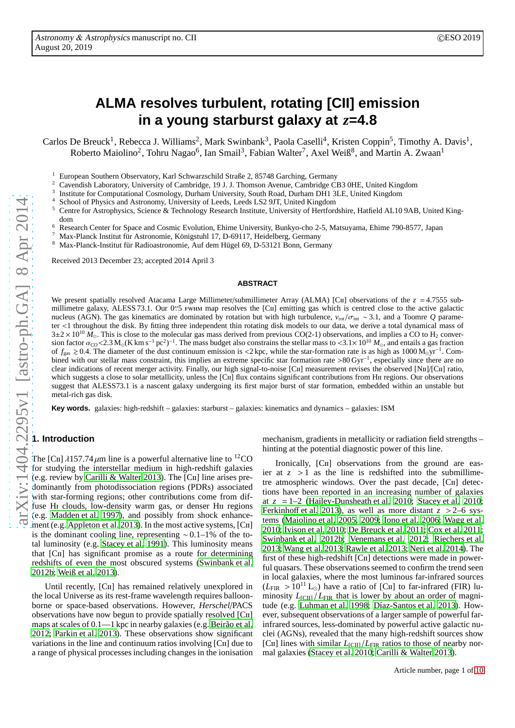# ALMA resolves turbulent, rotating [CII] emission in a young starburst galaxy at $z$=4.8

Carlos De Breuck[1], Rebecca J. Williams[2], Mark Swinbank[3], Paola Caselli[4], Kristen Coppin[5], Timothy A. Davis[1], Roberto Maiolino[2], Tohru Nagao[6], Ian Smail[3], Fabian Walter[7], Axel Weiß[8], and Martin A. Zwaan[1]

[1] European Southern Observatory, Karl Schwarzschild Straße 2, 85748 Garching, Germany
[2] Cavendish Laboratory, University of Cambridge, 19 J. J. Thomson Avenue, Cambridge CB3 0HE, United Kingdom
[3] Institute for Computational Cosmology, Durham University, South Road, Durham DH1 3LE, United Kingdom
[4] School of Physics and Astronomy, University of Leeds, Leeds LS2 9JT, United Kingdom
[5] Centre for Astrophysics, Science & Technology Research Institute, University of Hertfordshire, Hatfield AL10 9AB, United Kingdom
[6] Research Center for Space and Cosmic Evolution, Ehime University, Bunkyo-cho 2-5, Matsuyama, Ehime 790-8577, Japan
[7] Max-Planck Institut für Astronomie, Königstuhl 17, D-69117, Heidelberg, Germany
[8] Max-Planck-Institut für Radioastronomie, Auf dem Hügel 69, D-53121 Bonn, Germany

Received 2013 December 23; accepted 2014 April 3

## ABSTRACT

We present spatially resolved Atacama Large Millimeter/submillimeter Array (ALMA) [CII] observations of the $z$ = 4.7555 submillimetre galaxy, ALESS 73.1. Our 0$''$.5 FWHM map resolves the [CII] emitting gas which is centred close to the active galactic nucleus (AGN). The gas kinematics are dominated by rotation but with high turbulence, $v_{\rm rot}/\sigma_{\rm int} \sim 3.1$, and a Toomre $Q$ parameter <1 throughout the disk. By fitting three independent thin rotating disk models to our data, we derive a total dynamical mass of $3\pm2\times10^{10}\,M_{\odot}$. This is close to the molecular gas mass derived from previous CO(2-1) observations, and implies a CO to H$_2$ conversion factor $\alpha_{\rm CO}$<2.3 M$_{\odot}$(K km s$^{-1}$ pc$^2$)$^{-1}$. The mass budget also constrains the stellar mass to <3.1×10$^{10}$ $M_{\odot}$, and entails a gas fraction of $f_{\rm gas} \gtrsim 0.4$. The diameter of the dust continuum emission is <2 kpc, while the star-formation rate is as high as 1000 M$_{\odot}$yr$^{-1}$. Combined with our stellar mass constraint, this implies an extreme specific star formation rate >80 Gyr$^{-1}$, especially since there are no clear indications of recent merger activity. Finally, our high signal-to-noise [CII] measurement revises the observed [NII]/[CII] ratio, which suggests a close to solar metallicity, unless the [CII] flux contains significant contributions from HII regions. Our observations suggest that ALESS73.1 is a nascent galaxy undergoing its first major burst of star formation, embedded within an unstable but metal-rich gas disk.

**Key words.** galaxies: high-redshift – galaxies: starburst – galaxies: kinematics and dynamics – galaxies: ISM

## 1. Introduction

The [CII] $\lambda$157.74$\mu$m line is a powerful alternative line to $^{12}$CO for studying the interstellar medium in high-redshift galaxies (e.g. review by Carilli & Walter 2013). The [CII] line arises predominantly from photodissociation regions (PDRs) associated with star-forming regions; other contributions come from diffuse HI clouds, low-density warm gas, or denser HII regions (e.g. Madden et al. 1997), and possibly from shock enhancement (e.g. Appleton et al. 2013). In the most active systems, [CII] is the dominant cooling line, representing ∼0.1–1% of the total luminosity (e.g. Stacey et al. 1991). This luminosity means that [CII] has significant promise as a route for determining redshifts of even the most obscured systems (Swinbank et al. 2012b; Weiß et al. 2013).

Until recently, [CII] has remained relatively unexplored in the local Universe as its rest-frame wavelength requires balloon-borne or space-based observations. However, *Herschel*/PACS observations have now begun to provide spatially resolved [CII] maps at scales of 0.1—1 kpc in nearby galaxies (e.g. Beirão et al. 2012; Parkin et al. 2013). These observations show significant variations in the line and continuum ratios involving [CII] due to a range of physical processes including changes in the ionisation mechanism, gradients in metallicity or radiation field strengths – hinting at the potential diagnostic power of this line.

Ironically, [CII] observations from the ground are easier at $z$ > 1 as the line is redshifted into the submillimetre atmospheric windows. Over the past decade, [CII] detections have been reported in an increasing number of galaxies at $z$ = 1–2 (Hailey-Dunsheath et al. 2010; Stacey et al. 2010; Ferkinhoff et al. 2013), as well as more distant $z$ > 2–6 systems (Maiolino et al. 2005, 2009; Iono et al. 2006; Wagg et al. 2010; Ivison et al. 2010; De Breuck et al. 2011; Cox et al. 2011; Swinbank et al. 2012b; Venemans et al. 2012; Riechers et al. 2013; Wang et al. 2013; Rawle et al. 2013; Neri et al. 2014). The first of these high-redshift [CII] detections were made in powerful quasars. These observations seemed to confirm the trend seen in local galaxies, where the most luminous far-infrared sources ($L_{\rm FIR}$ > 10$^{11}$ L$_{\odot}$) have a ratio of [CII] to far-infrared (FIR) luminosity $L_{\rm [CII]}/L_{\rm FIR}$ that is lower by about an order of magnitude (e.g. Luhman et al. 1998; Díaz-Santos et al. 2013). However, subsequent observations of a larger sample of powerful far-infrared sources, less-dominated by powerful active galactic nuclei (AGNs), revealed that the many high-redshift sources show [CII] lines with similar $L_{\rm [CII]}/L_{\rm FIR}$ ratios to those of nearby normal galaxies (Stacey et al. 2010; Carilli & Walter 2013).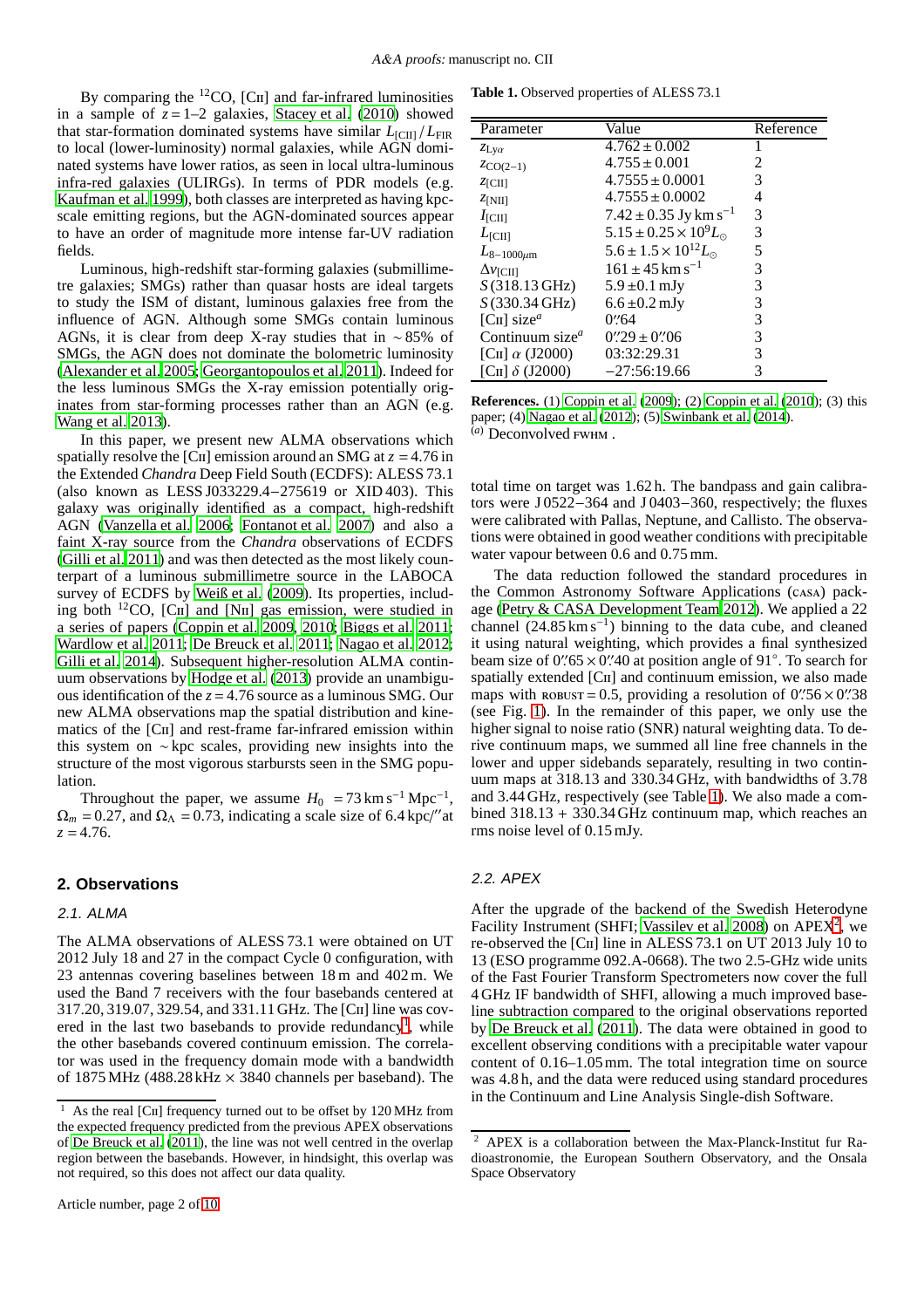By comparing the $^{12}$CO, [CII] and far-infrared luminosities in a sample of $z = 1$–$2$ galaxies, Stacey et al. (2010) showed that star-formation dominated systems have similar $L_{\rm [CII]}/L_{\rm FIR}$ to local (lower-luminosity) normal galaxies, while AGN dominated systems have lower ratios, as seen in local ultra-luminous infra-red galaxies (ULIRGs). In terms of PDR models (e.g. Kaufman et al. 1999), both classes are interpreted as having kpc-scale emitting regions, but the AGN-dominated sources appear to have an order of magnitude more intense far-UV radiation fields.

Luminous, high-redshift star-forming galaxies (submillimetre galaxies; SMGs) rather than quasar hosts are ideal targets to study the ISM of distant, luminous galaxies free from the influence of AGN. Although some SMGs contain luminous AGNs, it is clear from deep X-ray studies that in $\sim 85\%$ of SMGs, the AGN does not dominate the bolometric luminosity (Alexander et al. 2005; Georgantopoulos et al. 2011). Indeed for the less luminous SMGs the X-ray emission potentially originates from star-forming processes rather than an AGN (e.g. Wang et al. 2013).

In this paper, we present new ALMA observations which spatially resolve the [CII] emission around an SMG at $z = 4.76$ in the Extended *Chandra* Deep Field South (ECDFS): ALESS 73.1 (also known as LESS J033229.4−275619 or XID 403). This galaxy was originally identified as a compact, high-redshift AGN (Vanzella et al. 2006; Fontanot et al. 2007) and also a faint X-ray source from the *Chandra* observations of ECDFS (Gilli et al. 2011) and was then detected as the most likely counterpart of a luminous submillimetre source in the LABOCA survey of ECDFS by Weiß et al. (2009). Its properties, including both $^{12}$CO, [CII] and [NII] gas emission, were studied in a series of papers (Coppin et al. 2009, 2010; Biggs et al. 2011; Wardlow et al. 2011; De Breuck et al. 2011; Nagao et al. 2012; Gilli et al. 2014). Subsequent higher-resolution ALMA continuum observations by Hodge et al. (2013) provide an unambiguous identification of the $z = 4.76$ source as a luminous SMG. Our new ALMA observations map the spatial distribution and kinematics of the [CII] and rest-frame far-infrared emission within this system on $\sim$kpc scales, providing new insights into the structure of the most vigorous starbursts seen in the SMG population.

Throughout the paper, we assume $H_0 = 73\,{\rm km\,s^{-1}\,Mpc^{-1}}$, $\Omega_m = 0.27$, and $\Omega_\Lambda = 0.73$, indicating a scale size of 6.4 kpc/″ at $z = 4.76$.

## 2. Observations

### 2.1. ALMA

The ALMA observations of ALESS 73.1 were obtained on UT 2012 July 18 and 27 in the compact Cycle 0 configuration, with 23 antennas covering baselines between 18 m and 402 m. We used the Band 7 receivers with the four basebands centered at 317.20, 319.07, 329.54, and 331.11 GHz. The [CII] line was covered in the last two basebands to provide redundancy[1], while the other basebands covered continuum emission. The correlator was used in the frequency domain mode with a bandwidth of 1875 MHz (488.28 kHz × 3840 channels per baseband). The total time on target was 1.62 h. The bandpass and gain calibrators were J 0522−364 and J 0403−360, respectively; the fluxes were calibrated with Pallas, Neptune, and Callisto. The observations were obtained in good weather conditions with precipitable water vapour between 0.6 and 0.75 mm.

The data reduction followed the standard procedures in the Common Astronomy Software Applications (CASA) package (Petry & CASA Development Team 2012). We applied a 22 channel ($24.85\,{\rm km\,s^{-1}}$) binning to the data cube, and cleaned it using natural weighting, which provides a final synthesized beam size of 0.″65 × 0.″40 at position angle of 91°. To search for spatially extended [CII] and continuum emission, we also made maps with ROBUST = 0.5, providing a resolution of 0.″56 × 0.″38 (see Fig. 1). In the remainder of this paper, we only use the higher signal to noise ratio (SNR) natural weighting data. To derive continuum maps, we summed all line free channels in the lower and upper sidebands separately, resulting in two continuum maps at 318.13 and 330.34 GHz, with bandwidths of 3.78 and 3.44 GHz, respectively (see Table 1). We also made a combined 318.13 + 330.34 GHz continuum map, which reaches an rms noise level of 0.15 mJy.

**Table 1.** Observed properties of ALESS 73.1

| Parameter | Value | Reference |
|---|---|---|
| $z_{\rm Ly\alpha}$ | $4.762 \pm 0.002$ | 1 |
| $z_{\rm CO(2-1)}$ | $4.755 \pm 0.001$ | 2 |
| $z_{\rm [CII]}$ | $4.7555 \pm 0.0001$ | 3 |
| $z_{\rm [NII]}$ | $4.7555 \pm 0.0002$ | 4 |
| $I_{\rm [CII]}$ | $7.42 \pm 0.35\,{\rm Jy\,km\,s^{-1}}$ | 3 |
| $L_{\rm [CII]}$ | $5.15 \pm 0.25 \times 10^9 L_\odot$ | 3 |
| $L_{8-1000\mu m}$ | $5.6 \pm 1.5 \times 10^{12} L_\odot$ | 5 |
| $\Delta v_{\rm [CII]}$ | $161 \pm 45\,{\rm km\,s^{-1}}$ | 3 |
| $S$(318.13 GHz) | $5.9 \pm 0.1$ mJy | 3 |
| $S$(330.34 GHz) | $6.6 \pm 0.2$ mJy | 3 |
| [CII] size[a] | 0.″64 | 3 |
| Continuum size[a] | 0.″29 ± 0.″06 | 3 |
| [CII] $\alpha$ (J2000) | 03:32:29.31 | 3 |
| [CII] $\delta$ (J2000) | −27:56:19.66 | 3 |

**References.** (1) Coppin et al. (2009); (2) Coppin et al. (2010); (3) this paper; (4) Nagao et al. (2012); (5) Swinbank et al. (2014).
[a] Deconvolved FWHM.

### 2.2. APEX

After the upgrade of the backend of the Swedish Heterodyne Facility Instrument (SHFI; Vassilev et al. 2008) on APEX[2], we re-observed the [CII] line in ALESS 73.1 on UT 2013 July 10 to 13 (ESO programme 092.A-0668). The two 2.5-GHz wide units of the Fast Fourier Transform Spectrometers now cover the full 4 GHz IF bandwidth of SHFI, allowing a much improved baseline subtraction compared to the original observations reported by De Breuck et al. (2011). The data were obtained in good to excellent observing conditions with a precipitable water vapour content of 0.16–1.05 mm. The total integration time on source was 4.8 h, and the data were reduced using standard procedures in the Continuum and Line Analysis Single-dish Software.

[1] As the real [CII] frequency turned out to be offset by 120 MHz from the expected frequency predicted from the previous APEX observations of De Breuck et al. (2011), the line was not well centred in the overlap region between the basebands. However, in hindsight, this overlap was not required, so this does not affect our data quality.

[2] APEX is a collaboration between the Max-Planck-Institut fur Radioastronomie, the European Southern Observatory, and the Onsala Space Observatory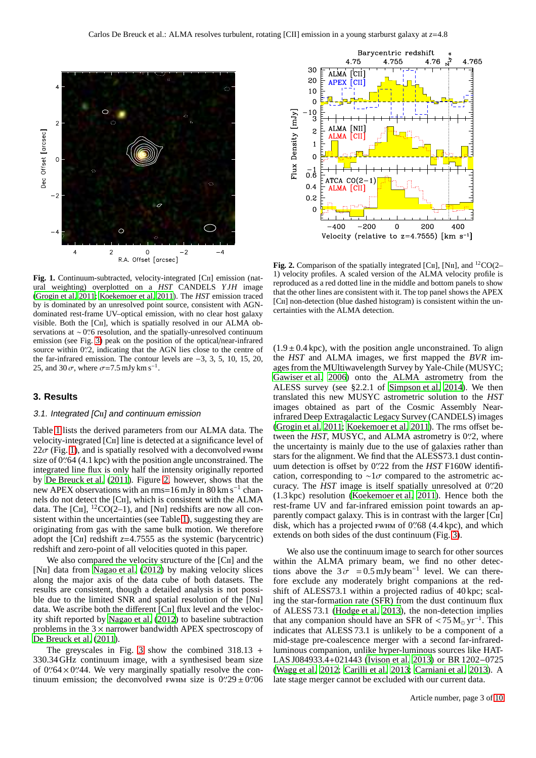**Fig. 1.** Continuum-subtracted, velocity-integrated [CII] emission (natural weighting) overplotted on a *HST* CANDELS *YJH* image (Grogin et al. 2011; Koekemoer et al. 2011). The *HST* emission traced by is dominated by an unresolved point source, consistent with AGN-dominated rest-frame UV–optical emission, with no clear host galaxy visible. Both the [CII], which is spatially resolved in our ALMA observations at $\sim$0.″6 resolution, and the spatially-unresolved continuum emission (see Fig. 3) peak on the position of the optical/near-infrared source within 0.″2, indicating that the AGN lies close to the centre of the far-infrared emission. The contour levels are −3, 3, 5, 10, 15, 20, 25, and 30 $\sigma$, where $\sigma$=7.5 mJy km s$^{-1}$.

**Fig. 2.** Comparison of the spatially integrated [CII], [NII], and $^{12}$CO(2–1) velocity profiles. A scaled version of the ALMA velocity profile is reproduced as a red dotted line in the middle and bottom panels to show that the other lines are consistent with it. The top panel shows the APEX [CII] non-detection (blue dashed histogram) is consistent within the uncertainties with the ALMA detection.

## 3. Results

### 3.1. Integrated [CII] and continuum emission

Table 1 lists the derived parameters from our ALMA data. The velocity-integrated [CII] line is detected at a significance level of 22$\sigma$ (Fig. 1), and is spatially resolved with a deconvolved FWHM size of 0.″64 (4.1 kpc) with the position angle unconstrained. The integrated line flux is only half the intensity originally reported by De Breuck et al. (2011). Figure 2, however, shows that the new APEX observations with an rms=16 mJy in 80 km s$^{-1}$ channels do not detect the [CII], which is consistent with the ALMA data. The [CII], $^{12}$CO(2–1), and [NII] redshifts are now all consistent within the uncertainties (see Table 1), suggesting they are originating from gas with the same bulk motion. We therefore adopt the [CII] redshift $z$=4.7555 as the systemic (barycentric) redshift and zero-point of all velocities quoted in this paper.

We also compared the velocity structure of the [CII] and the [NII] data from Nagao et al. (2012) by making velocity slices along the major axis of the data cube of both datasets. The results are consistent, though a detailed analysis is not possible due to the limited SNR and spatial resolution of the [NII] data. We ascribe both the different [CII] flux level and the velocity shift reported by Nagao et al. (2012) to baseline subtraction problems in the 3× narrower bandwidth APEX spectroscopy of De Breuck et al. (2011).

The greyscales in Fig. 3 show the combined 318.13 + 330.34 GHz continuum image, with a synthesised beam size of 0.″64 × 0.″44. We very marginally spatially resolve the continuum emission; the deconvolved FWHM size is 0.″29 ± 0.″06 (1.9 ± 0.4 kpc), with the position angle unconstrained. To align the *HST* and ALMA images, we first mapped the *BVR* images from the MUltiwavelength Survey by Yale-Chile (MUSYC; Gawiser et al. 2006) onto the ALMA astrometry from the ALESS survey (see §2.2.1 of Simpson et al. 2014). We then translated this new MUSYC astrometric solution to the *HST* images obtained as part of the Cosmic Assembly Near-infrared Deep Extragalactic Legacy Survey (CANDELS) images (Grogin et al. 2011; Koekemoer et al. 2011). The rms offset between the *HST*, MUSYC, and ALMA astrometry is 0.″2, where the uncertainty is mainly due to the use of galaxies rather than stars for the alignment. We find that the ALESS73.1 dust continuum detection is offset by 0.″22 from the *HST* F160W identification, corresponding to $\sim$1$\sigma$ compared to the astrometric accuracy. The *HST* image is itself spatially unresolved at 0.″20 (1.3 kpc) resolution (Koekemoer et al. 2011). Hence both the rest-frame UV and far-infrared emission point towards an apparently compact galaxy. This is in contrast with the larger [CII] disk, which has a projected FWHM of 0.″68 (4.4 kpc), and which extends on both sides of the dust continuum (Fig. 3).

We also use the continuum image to search for other sources within the ALMA primary beam, we find no other detections above the 3$\sigma$ = 0.5 mJy beam$^{-1}$ level. We can therefore exclude any moderately bright companions at the redshift of ALESS73.1 within a projected radius of 40 kpc; scaling the star-formation rate (SFR) from the dust continuum flux of ALESS 73.1 (Hodge et al. 2013), the non-detection implies that any companion should have an SFR of $<$75 M$_\odot$ yr$^{-1}$. This indicates that ALESS 73.1 is unlikely to be a component of a mid-stage pre-coalescence merger with a second far-infrared-luminous companion, unlike hyper-luminous sources like HATLAS J084933.4+021443 (Ivison et al. 2013) or BR 1202−0725 (Wagg et al. 2012; Carilli et al. 2013; Carniani et al. 2013). A late stage merger cannot be excluded with our current data.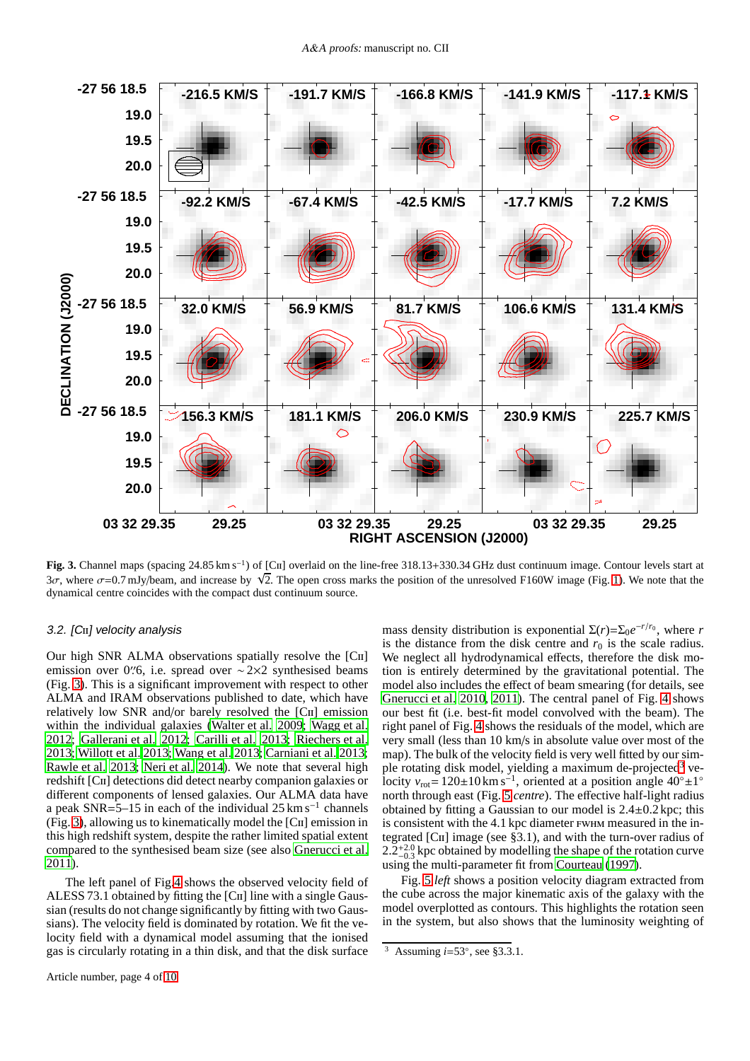Fig. 3. Channel maps (spacing 24.85 km s$^{-1}$) of [CII] overlaid on the line-free 318.13+330.34 GHz dust continuum image. Contour levels start at 3$\sigma$, where $\sigma$=0.7 mJy/beam, and increase by $\sqrt{2}$. The open cross marks the position of the unresolved F160W image (Fig. 1). We note that the dynamical centre coincides with the compact dust continuum source.

### 3.2. [CII] velocity analysis

Our high SNR ALMA observations spatially resolve the [CII] emission over 0.″6, i.e. spread over $\sim$2$\times$2 synthesised beams (Fig. 3). This is a significant improvement with respect to other ALMA and IRAM observations published to date, which have relatively low SNR and/or barely resolved the [CII] emission within the individual galaxies (Walter et al. 2009; Wagg et al. 2012; Gallerani et al. 2012; Carilli et al. 2013; Riechers et al. 2013; Willott et al. 2013; Wang et al. 2013; Carniani et al. 2013; Rawle et al. 2013; Neri et al. 2014). We note that several high redshift [CII] detections did detect nearby companion galaxies or different components of lensed galaxies. Our ALMA data have a peak SNR=5–15 in each of the individual 25 km s$^{-1}$ channels (Fig. 3), allowing us to kinematically model the [CII] emission in this high redshift system, despite the rather limited spatial extent compared to the synthesised beam size (see also Gnerucci et al. 2011).

The left panel of Fig.4 shows the observed velocity field of ALESS 73.1 obtained by fitting the [CII] line with a single Gaussian (results do not change significantly by fitting with two Gaussians). The velocity field is dominated by rotation. We fit the velocity field with a dynamical model assuming that the ionised gas is circularly rotating in a thin disk, and that the disk surface mass density distribution is exponential $\Sigma(r)$=$\Sigma_0 e^{-r/r_0}$, where $r$ is the distance from the disk centre and $r_0$ is the scale radius. We neglect all hydrodynamical effects, therefore the disk motion is entirely determined by the gravitational potential. The model also includes the effect of beam smearing (for details, see Gnerucci et al. 2010, 2011). The central panel of Fig. 4 shows our best fit (i.e. best-fit model convolved with the beam). The right panel of Fig. 4 shows the residuals of the model, which are very small (less than 10 km/s in absolute value over most of the map). The bulk of the velocity field is very well fitted by our simple rotating disk model, yielding a maximum de-projected[3] velocity $v_{\rm rot}$= 120$\pm$10 km s$^{-1}$, oriented at a position angle 40°$\pm$1° north through east (Fig. 5 *centre*). The effective half-light radius obtained by fitting a Gaussian to our model is 2.4$\pm$0.2 kpc; this is consistent with the 4.1 kpc diameter FWHM measured in the integrated [CII] image (see §3.1), and with the turn-over radius of $2.2^{+2.0}_{-0.3}$ kpc obtained by modelling the shape of the rotation curve using the multi-parameter fit from Courteau (1997).

Fig. 5 *left* shows a position velocity diagram extracted from the cube across the major kinematic axis of the galaxy with the model overplotted as contours. This highlights the rotation seen in the system, but also shows that the luminosity weighting of

[3] Assuming $i$=53°, see §3.3.1.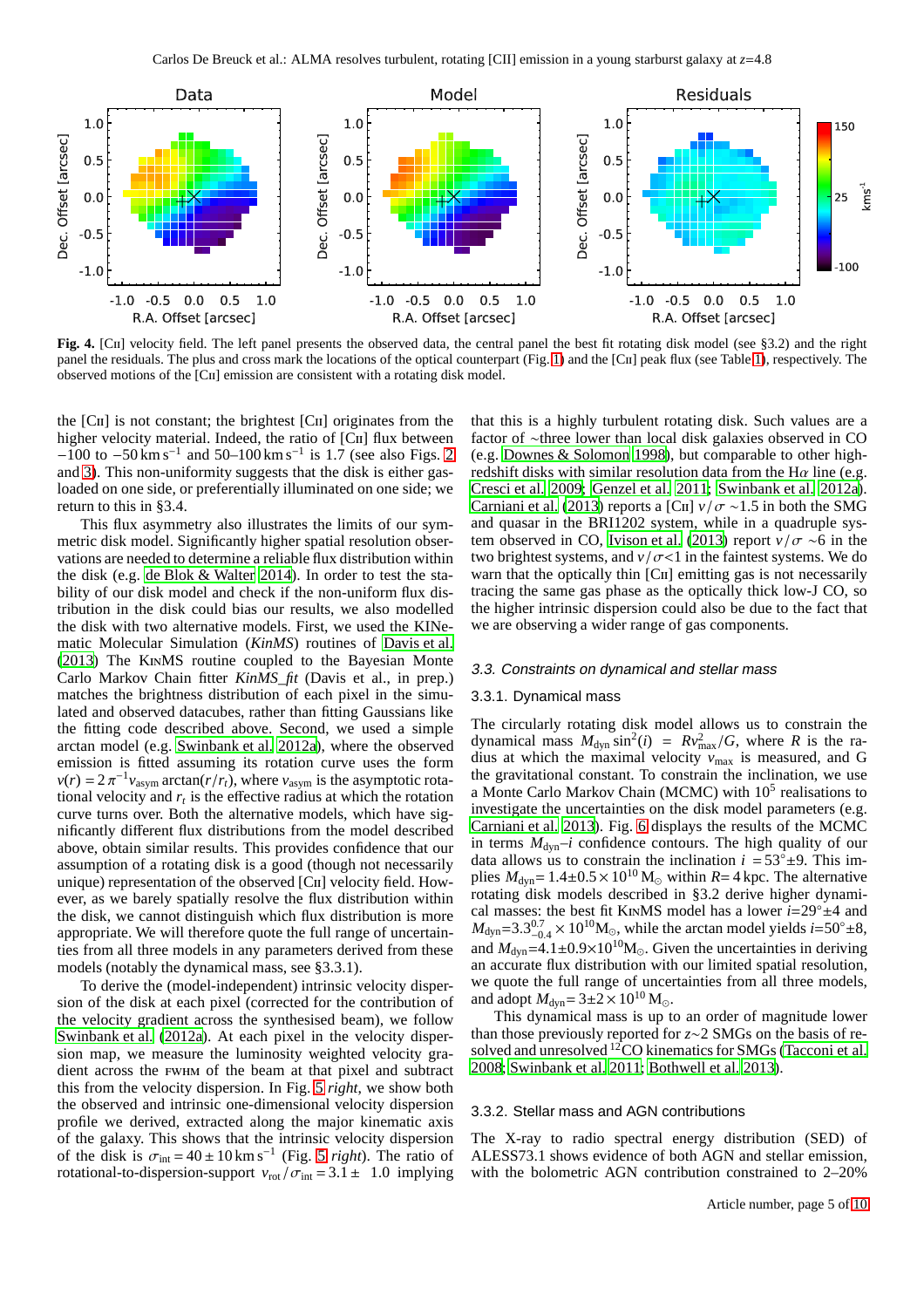**Fig. 4.** [CII] velocity field. The left panel presents the observed data, the central panel the best fit rotating disk model (see §3.2) and the right panel the residuals. The plus and cross mark the locations of the optical counterpart (Fig. 1) and the [CII] peak flux (see Table 1), respectively. The observed motions of the [CII] emission are consistent with a rotating disk model.

the [CII] is not constant; the brightest [CII] originates from the higher velocity material. Indeed, the ratio of [CII] flux between $-100$ to $-50\,\mathrm{km\,s^{-1}}$ and 50–100 $\mathrm{km\,s^{-1}}$ is 1.7 (see also Figs. 2 and 3). This non-uniformity suggests that the disk is either gas-loaded on one side, or preferentially illuminated on one side; we return to this in §3.4.

This flux asymmetry also illustrates the limits of our symmetric disk model. Significantly higher spatial resolution observations are needed to determine a reliable flux distribution within the disk (e.g. de Blok & Walter 2014). In order to test the stability of our disk model and check if the non-uniform flux distribution in the disk could bias our results, we also modelled the disk with two alternative models. First, we used the KINematic Molecular Simulation (*KinMS*) routines of Davis et al. (2013) The KinMS routine coupled to the Bayesian Monte Carlo Markov Chain fitter *KinMS_fit* (Davis et al., in prep.) matches the brightness distribution of each pixel in the simulated and observed datacubes, rather than fitting Gaussians like the fitting code described above. Second, we used a simple arctan model (e.g. Swinbank et al. 2012a), where the observed emission is fitted assuming its rotation curve uses the form $v(r) = 2\,\pi^{-1} v_{\rm asym} \arctan(r/r_t)$, where $v_{\rm asym}$ is the asymptotic rotational velocity and $r_t$ is the effective radius at which the rotation curve turns over. Both the alternative models, which have significantly different flux distributions from the model described above, obtain similar results. This provides confidence that our assumption of a rotating disk is a good (though not necessarily unique) representation of the observed [CII] velocity field. However, as we barely spatially resolve the flux distribution within the disk, we cannot distinguish which flux distribution is more appropriate. We will therefore quote the full range of uncertainties from all three models in any parameters derived from these models (notably the dynamical mass, see §3.3.1).

To derive the (model-independent) intrinsic velocity dispersion of the disk at each pixel (corrected for the contribution of the velocity gradient across the synthesised beam), we follow Swinbank et al. (2012a). At each pixel in the velocity dispersion map, we measure the luminosity weighted velocity gradient across the FWHM of the beam at that pixel and subtract this from the velocity dispersion. In Fig. 5 *right*, we show both the observed and intrinsic one-dimensional velocity dispersion profile we derived, extracted along the major kinematic axis of the galaxy. This shows that the intrinsic velocity dispersion of the disk is $\sigma_{\rm int} = 40 \pm 10\,\mathrm{km\,s^{-1}}$ (Fig. 5 *right*). The ratio of rotational-to-dispersion-support $v_{\rm rot}/\sigma_{\rm int} = 3.1 \pm\ 1.0$ implying that this is a highly turbulent rotating disk. Such values are a factor of ∼three lower than local disk galaxies observed in CO (e.g. Downes & Solomon 1998), but comparable to other high-redshift disks with similar resolution data from the H$\alpha$ line (e.g. Cresci et al. 2009; Genzel et al. 2011; Swinbank et al. 2012a). Carniani et al. (2013) reports a [CII] $v/\sigma \sim 1.5$ in both the SMG and quasar in the BRI1202 system, while in a quadruple system observed in CO, Ivison et al. (2013) report $v/\sigma \sim 6$ in the two brightest systems, and $v/\sigma < 1$ in the faintest systems. We do warn that the optically thin [CII] emitting gas is not necessarily tracing the same gas phase as the optically thick low-J CO, so the higher intrinsic dispersion could also be due to the fact that we are observing a wider range of gas components.

### 3.3. Constraints on dynamical and stellar mass

#### 3.3.1. Dynamical mass

The circularly rotating disk model allows us to constrain the dynamical mass $M_{\rm dyn} \sin^2(i) = R v_{\rm max}^2 / G$, where $R$ is the radius at which the maximal velocity $v_{\rm max}$ is measured, and G the gravitational constant. To constrain the inclination, we use a Monte Carlo Markov Chain (MCMC) with $10^5$ realisations to investigate the uncertainties on the disk model parameters (e.g. Carniani et al. 2013). Fig. 6 displays the results of the MCMC in terms $M_{\rm dyn}$–$i$ confidence contours. The high quality of our data allows us to constrain the inclination $i = 53^{\circ} \pm 9$. This implies $M_{\rm dyn} = 1.4 \pm 0.5 \times 10^{10}\,\mathrm{M_{\odot}}$ within $R = 4$ kpc. The alternative rotating disk models described in §3.2 derive higher dynamical masses: the best fit KinMS model has a lower $i = 29^{\circ} \pm 4$ and $M_{\rm dyn} = 3.3^{0.7}_{-0.4} \times 10^{10}\mathrm{M_{\odot}}$, while the arctan model yields $i = 50^{\circ} \pm 8$, and $M_{\rm dyn} = 4.1 \pm 0.9 \times 10^{10}\mathrm{M_{\odot}}$. Given the uncertainties in deriving an accurate flux distribution with our limited spatial resolution, we quote the full range of uncertainties from all three models, and adopt $M_{\rm dyn} = 3 \pm 2 \times 10^{10}\,\mathrm{M_{\odot}}$.

This dynamical mass is up to an order of magnitude lower than those previously reported for $z \sim 2$ SMGs on the basis of resolved and unresolved $^{12}$CO kinematics for SMGs (Tacconi et al. 2008; Swinbank et al. 2011; Bothwell et al. 2013).

#### 3.3.2. Stellar mass and AGN contributions

The X-ray to radio spectral energy distribution (SED) of ALESS73.1 shows evidence of both AGN and stellar emission, with the bolometric AGN contribution constrained to 2–20%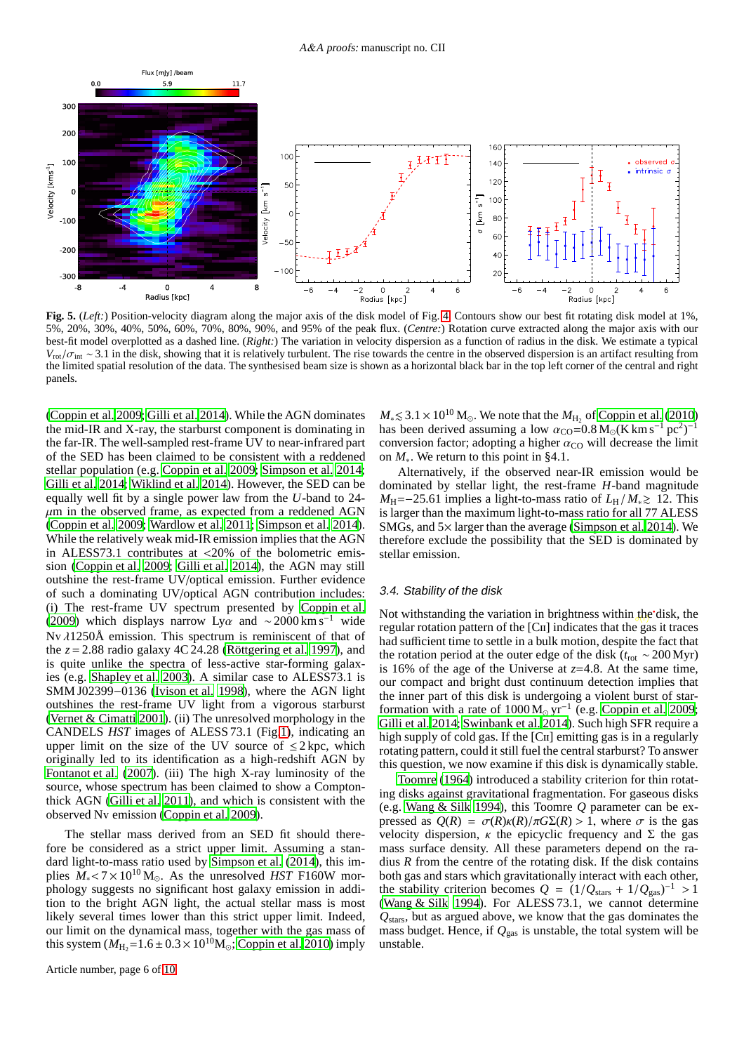**Fig. 5.** (*Left:*) Position-velocity diagram along the major axis of the disk model of Fig. 4. Contours show our best fit rotating disk model at 1%, 5%, 20%, 30%, 40%, 50%, 60%, 70%, 80%, 90%, and 95% of the peak flux. (*Centre:*) Rotation curve extracted along the major axis with our best-fit model overplotted as a dashed line. (*Right:*) The variation in velocity dispersion as a function of radius in the disk. We estimate a typical $V_{\rm rot}/\sigma_{\rm int} \sim 3.1$ in the disk, showing that it is relatively turbulent. The rise towards the centre in the observed dispersion is an artifact resulting from the limited spatial resolution of the data. The synthesised beam size is shown as a horizontal black bar in the top left corner of the central and right panels.

(Coppin et al. 2009; Gilli et al. 2014). While the AGN dominates the mid-IR and X-ray, the starburst component is dominating in the far-IR. The well-sampled rest-frame UV to near-infrared part of the SED has been claimed to be consistent with a reddened stellar population (e.g. Coppin et al. 2009; Simpson et al. 2014; Gilli et al. 2014; Wiklind et al. 2014). However, the SED can be equally well fit by a single power law from the *U*-band to 24-$\mu$m in the observed frame, as expected from a reddened AGN (Coppin et al. 2009; Wardlow et al. 2011; Simpson et al. 2014). While the relatively weak mid-IR emission implies that the AGN in ALESS73.1 contributes at <20% of the bolometric emission (Coppin et al. 2009; Gilli et al. 2014), the AGN may still outshine the rest-frame UV/optical emission. Further evidence of such a dominating UV/optical AGN contribution includes: (i) The rest-frame UV spectrum presented by Coppin et al. (2009) which displays narrow Ly$\alpha$ and $\sim$2000 km s$^{-1}$ wide Nv $\lambda$1250Å emission. This spectrum is reminiscent of that of the $z = 2.88$ radio galaxy 4C 24.28 (Röttgering et al. 1997), and is quite unlike the spectra of less-active star-forming galaxies (e.g. Shapley et al. 2003). A similar case to ALESS73.1 is SMM J02399−0136 (Ivison et al. 1998), where the AGN light outshines the rest-frame UV light from a vigorous starburst (Vernet & Cimatti 2001). (ii) The unresolved morphology in the CANDELS *HST* images of ALESS 73.1 (Fig 1), indicating an upper limit on the size of the UV source of $\leq$2 kpc, which originally led to its identification as a high-redshift AGN by Fontanot et al. (2007). (iii) The high X-ray luminosity of the source, whose spectrum has been claimed to show a Compton-thick AGN (Gilli et al. 2011), and which is consistent with the observed Nv emission (Coppin et al. 2009).

The stellar mass derived from an SED fit should therefore be considered as a strict upper limit. Assuming a standard light-to-mass ratio used by Simpson et al. (2014), this implies $M_* < 7\times10^{10}$ M$_\odot$. As the unresolved *HST* F160W morphology suggests no significant host galaxy emission in addition to the bright AGN light, the actual stellar mass is most likely several times lower than this strict upper limit. Indeed, our limit on the dynamical mass, together with the gas mass of this system ($M_{\rm H_2}$=1.6 ± 0.3 × 10$^{10}$M$_\odot$; Coppin et al. 2010) imply $M_* \lesssim 3.1\times10^{10}$ M$_\odot$. We note that the $M_{\rm H_2}$ of Coppin et al. (2010) has been derived assuming a low $\alpha_{\rm CO}$=0.8 M$_\odot$(K km s$^{-1}$ pc$^2$)$^{-1}$ conversion factor; adopting a higher $\alpha_{\rm CO}$ will decrease the limit on $M_*$. We return to this point in §4.1.

Alternatively, if the observed near-IR emission would be dominated by stellar light, the rest-frame *H*-band magnitude $M_{\rm H}$=−25.61 implies a light-to-mass ratio of $L_{\rm H}/M_* \gtrsim 12$. This is larger than the maximum light-to-mass ratio for all 77 ALESS SMGs, and 5× larger than the average (Simpson et al. 2014). We therefore exclude the possibility that the SED is dominated by stellar emission.

### 3.4. Stability of the disk

Not withstanding the variation in brightness within the disk, the regular rotation pattern of the [CII] indicates that the gas it traces had sufficient time to settle in a bulk motion, despite the fact that the rotation period at the outer edge of the disk ($t_{\rm rot} \sim$200 Myr) is 16% of the age of the Universe at $z$=4.8. At the same time, our compact and bright dust continuum detection implies that the inner part of this disk is undergoing a violent burst of star-formation with a rate of 1000 M$_\odot$ yr$^{-1}$ (e.g. Coppin et al. 2009; Gilli et al. 2014; Swinbank et al. 2014). Such high SFR require a high supply of cold gas. If the [CII] emitting gas is in a regularly rotating pattern, could it still fuel the central starburst? To answer this question, we now examine if this disk is dynamically stable.

Toomre (1964) introduced a stability criterion for thin rotating disks against gravitational fragmentation. For gaseous disks (e.g. Wang & Silk 1994), this Toomre $Q$ parameter can be expressed as $Q(R) = \sigma(R)\kappa(R)/\pi G\Sigma(R) > 1$, where $\sigma$ is the gas velocity dispersion, $\kappa$ the epicyclic frequency and $\Sigma$ the gas mass surface density. All these parameters depend on the radius $R$ from the centre of the rotating disk. If the disk contains both gas and stars which gravitationally interact with each other, the stability criterion becomes $Q = (1/Q_{\rm stars} + 1/Q_{\rm gas})^{-1} > 1$ (Wang & Silk 1994). For ALESS 73.1, we cannot determine $Q_{\rm stars}$, but as argued above, we know that the gas dominates the mass budget. Hence, if $Q_{\rm gas}$ is unstable, the total system will be unstable.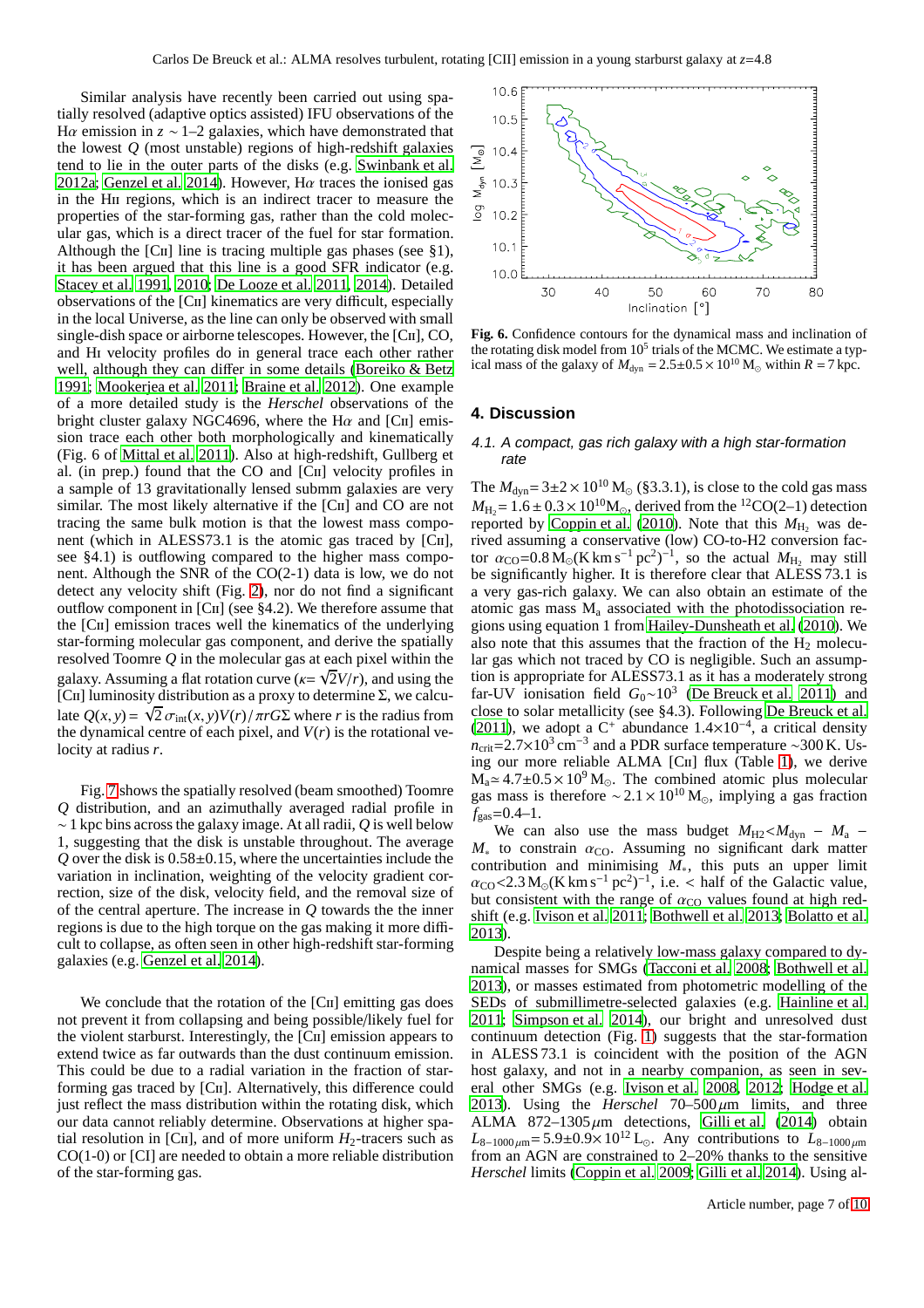Similar analysis have recently been carried out using spatially resolved (adaptive optics assisted) IFU observations of the H$\alpha$ emission in $z \sim 1$–2 galaxies, which have demonstrated that the lowest $Q$ (most unstable) regions of high-redshift galaxies tend to lie in the outer parts of the disks (e.g. Swinbank et al. 2012a; Genzel et al. 2014). However, H$\alpha$ traces the ionised gas in the HII regions, which is an indirect tracer to measure the properties of the star-forming gas, rather than the cold molecular gas, which is a direct tracer of the fuel for star formation. Although the [CII] line is tracing multiple gas phases (see §1), it has been argued that this line is a good SFR indicator (e.g. Stacey et al. 1991, 2010; De Looze et al. 2011, 2014). Detailed observations of the [CII] kinematics are very difficult, especially in the local Universe, as the line can only be observed with small single-dish space or airborne telescopes. However, the [CII], CO, and HI velocity profiles do in general trace each other rather well, although they can differ in some details (Boreiko & Betz 1991; Mookerjea et al. 2011; Braine et al. 2012). One example of a more detailed study is the *Herschel* observations of the bright cluster galaxy NGC4696, where the H$\alpha$ and [CII] emission trace each other both morphologically and kinematically (Fig. 6 of Mittal et al. 2011). Also at high-redshift, Gullberg et al. (in prep.) found that the CO and [CII] velocity profiles in a sample of 13 gravitationally lensed submm galaxies are very similar. The most likely alternative if the [CII] and CO are not tracing the same bulk motion is that the lowest mass component (which in ALESS73.1 is the atomic gas traced by [CII], see §4.1) is outflowing compared to the higher mass component. Although the SNR of the CO(2-1) data is low, we do not detect any velocity shift (Fig. 2), nor do not find a significant outflow component in [CII] (see §4.2). We therefore assume that the [CII] emission traces well the kinematics of the underlying star-forming molecular gas component, and derive the spatially resolved Toomre $Q$ in the molecular gas at each pixel within the galaxy. Assuming a flat rotation curve ($\kappa = \sqrt{2}V/r$), and using the [CII] luminosity distribution as a proxy to determine $\Sigma$, we calculate $Q(x, y) = \sqrt{2}\,\sigma_{\rm int}(x, y)V(r)/\pi r G\Sigma$ where $r$ is the radius from the dynamical centre of each pixel, and $V(r)$ is the rotational velocity at radius $r$.

Fig. 7 shows the spatially resolved (beam smoothed) Toomre $Q$ distribution, and an azimuthally averaged radial profile in $\sim 1$ kpc bins across the galaxy image. At all radii, $Q$ is well below 1, suggesting that the disk is unstable throughout. The average $Q$ over the disk is 0.58±0.15, where the uncertainties include the variation in inclination, weighting of the velocity gradient correction, size of the disk, velocity field, and the removal size of of the central aperture. The increase in $Q$ towards the the inner regions is due to the high torque on the gas making it more difficult to collapse, as often seen in other high-redshift star-forming galaxies (e.g. Genzel et al. 2014).

We conclude that the rotation of the [CII] emitting gas does not prevent it from collapsing and being possible/likely fuel for the violent starburst. Interestingly, the [CII] emission appears to extend twice as far outwards than the dust continuum emission. This could be due to a radial variation in the fraction of star-forming gas traced by [CII]. Alternatively, this difference could just reflect the mass distribution within the rotating disk, which our data cannot reliably determine. Observations at higher spatial resolution in [CII], and of more uniform $H_2$-tracers such as CO(1-0) or [CI] are needed to obtain a more reliable distribution of the star-forming gas.

**Fig. 6.** Confidence contours for the dynamical mass and inclination of the rotating disk model from $10^5$ trials of the MCMC. We estimate a typical mass of the galaxy of $M_{\rm dyn} = 2.5{\pm}0.5 \times 10^{10}$ M$_\odot$ within $R = 7$ kpc.

## 4. Discussion

### 4.1. A compact, gas rich galaxy with a high star-formation rate

The $M_{\rm dyn}$= $3{\pm}2 \times 10^{10}$ M$_\odot$ (§3.3.1), is close to the cold gas mass $M_{\rm H_2} = 1.6 \pm 0.3 \times 10^{10}$M$_\odot$, derived from the $^{12}$CO(2–1) detection reported by Coppin et al. (2010). Note that this $M_{\rm H_2}$ was derived assuming a conservative (low) CO-to-H2 conversion factor $\alpha_{\rm CO}$=0.8 M$_\odot$(K km s$^{-1}$ pc$^2$)$^{-1}$, so the actual $M_{\rm H_2}$ may still be significantly higher. It is therefore clear that ALESS 73.1 is a very gas-rich galaxy. We can also obtain an estimate of the atomic gas mass M$_{\rm a}$ associated with the photodissociation regions using equation 1 from Hailey-Dunsheath et al. (2010). We also note that this assumes that the fraction of the H$_2$ molecular gas which not traced by CO is negligible. Such an assumption is appropriate for ALESS73.1 as it has a moderately strong far-UV ionisation field $G_0{\sim}10^3$ (De Breuck et al. 2011) and close to solar metallicity (see §4.3). Following De Breuck et al. (2011), we adopt a C$^+$ abundance $1.4{\times}10^{-4}$, a critical density $n_{\rm crit}$=$2.7{\times}10^3$ cm$^{-3}$ and a PDR surface temperature ~300 K. Using our more reliable ALMA [CII] flux (Table 1), we derive M$_{\rm a}\simeq 4.7{\pm}0.5 \times 10^9$ M$_\odot$. The combined atomic plus molecular gas mass is therefore $\sim 2.1\times10^{10}$ M$_\odot$, implying a gas fraction $f_{\rm gas}$=0.4–1.

We can also use the mass budget $M_{\rm H2}$<$M_{\rm dyn}$ − $M_{\rm a}$ − $M_*$ to constrain $\alpha_{\rm CO}$. Assuming no significant dark matter contribution and minimising $M_*$, this puts an upper limit $\alpha_{\rm CO}$<2.3 M$_\odot$(K km s$^{-1}$ pc$^2$)$^{-1}$, i.e. < half of the Galactic value, but consistent with the range of $\alpha_{\rm CO}$ values found at high redshift (e.g. Ivison et al. 2011; Bothwell et al. 2013; Bolatto et al. 2013).

Despite being a relatively low-mass galaxy compared to dynamical masses for SMGs (Tacconi et al. 2008; Bothwell et al. 2013), or masses estimated from photometric modelling of the SEDs of submillimetre-selected galaxies (e.g. Hainline et al. 2011; Simpson et al. 2014), our bright and unresolved dust continuum detection (Fig. 1) suggests that the star-formation in ALESS 73.1 is coincident with the position of the AGN host galaxy, and not in a nearby companion, as seen in several other SMGs (e.g. Ivison et al. 2008, 2012; Hodge et al. 2013). Using the *Herschel* 70–500 $\mu$m limits, and three ALMA 872–1305 $\mu$m detections, Gilli et al. (2014) obtain $L_{8-1000\,\mu{\rm m}}$= $5.9{\pm}0.9{\times}10^{12}$ L$_\odot$. Any contributions to $L_{8-1000\,\mu{\rm m}}$ from an AGN are constrained to 2–20% thanks to the sensitive *Herschel* limits (Coppin et al. 2009; Gilli et al. 2014). Using al-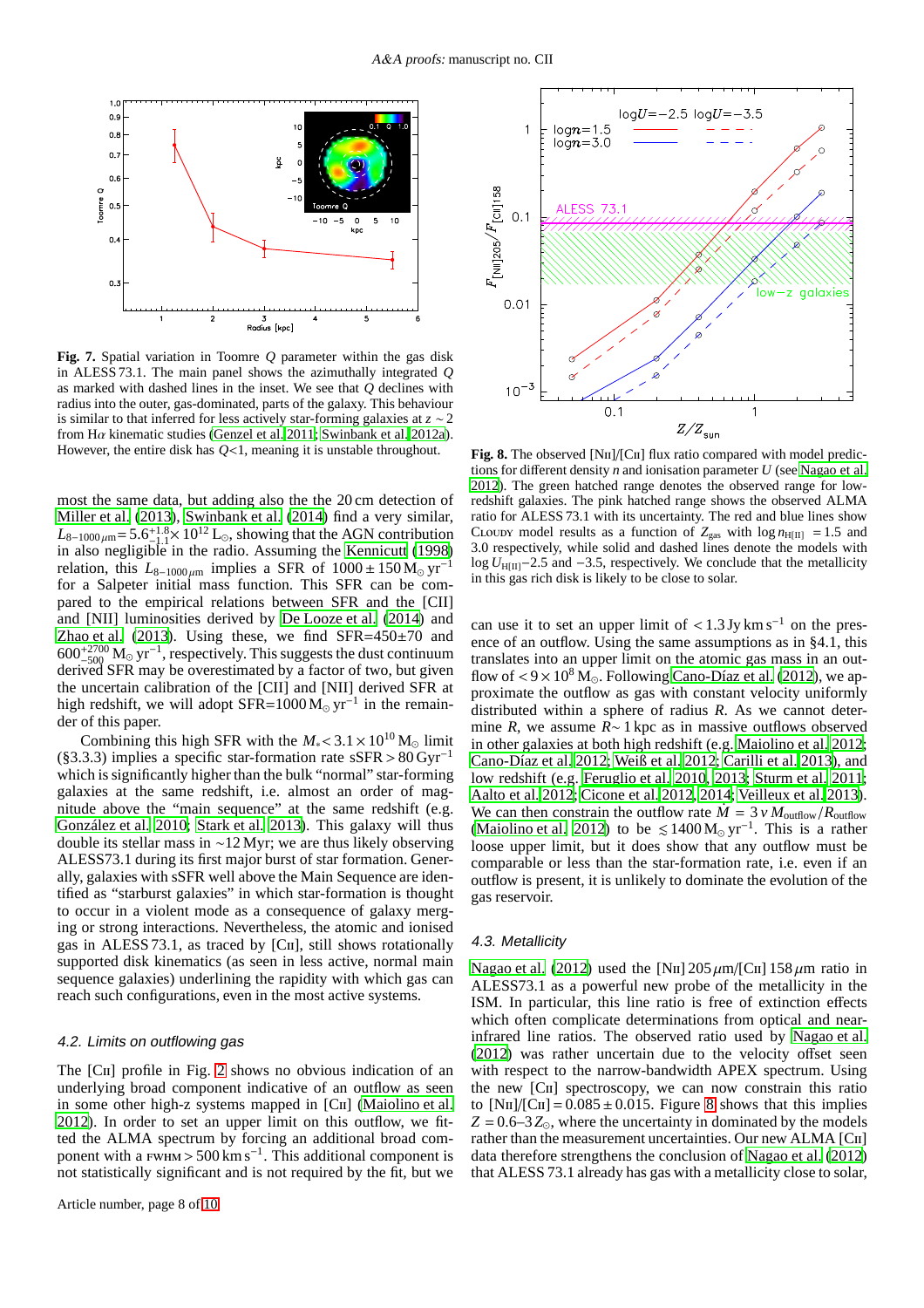**Fig. 7.** Spatial variation in Toomre $Q$ parameter within the gas disk in ALESS 73.1. The main panel shows the azimuthally integrated $Q$ as marked with dashed lines in the inset. We see that $Q$ declines with radius into the outer, gas-dominated, parts of the galaxy. This behaviour is similar to that inferred for less actively star-forming galaxies at $z \sim 2$ from H$\alpha$ kinematic studies (Genzel et al. 2011; Swinbank et al. 2012a). However, the entire disk has $Q$<1, meaning it is unstable throughout.

most the same data, but adding also the the 20 cm detection of Miller et al. (2013), Swinbank et al. (2014) find a very similar, $L_{8-1000\,\mu m} = 5.6^{+1.8}_{-1.1} \times 10^{12}\,L_{\odot}$, showing that the AGN contribution in also negligible in the radio. Assuming the Kennicutt (1998) relation, this $L_{8-1000\,\mu m}$ implies a SFR of $1000 \pm 150\,M_{\odot}\,yr^{-1}$ for a Salpeter initial mass function. This SFR can be compared to the empirical relations between SFR and the [CII] and [NII] luminosities derived by De Looze et al. (2014) and Zhao et al. (2013). Using these, we find SFR=450±70 and $600^{+2700}_{-500}\,M_{\odot}\,yr^{-1}$, respectively. This suggests the dust continuum derived SFR may be overestimated by a factor of two, but given the current calibration of the [CII] and [NII] derived SFR at high redshift, we will adopt SFR=$1000\,M_{\odot}\,yr^{-1}$ in the remainder of this paper.

Combining this high SFR with the $M_{*} < 3.1 \times 10^{10}\,M_{\odot}$ limit (§3.3.3) implies a specific star-formation rate sSFR$\,> 80\,Gyr^{-1}$ which is significantly higher than the bulk "normal" star-forming galaxies at the same redshift, i.e. almost an order of magnitude above the "main sequence" at the same redshift (e.g. González et al. 2010; Stark et al. 2013). This galaxy will thus double its stellar mass in ~12 Myr; we are thus likely observing ALESS73.1 during its first major burst of star formation. Generally, galaxies with sSFR well above the Main Sequence are identified as "starburst galaxies" in which star-formation is thought to occur in a violent mode as a consequence of galaxy merging or strong interactions. Nevertheless, the atomic and ionised gas in ALESS 73.1, as traced by [CII], still shows rotationally supported disk kinematics (as seen in less active, normal main sequence galaxies) underlining the rapidity with which gas can reach such configurations, even in the most active systems.

### 4.2. Limits on outflowing gas

The [CII] profile in Fig. 2 shows no obvious indication of an underlying broad component indicative of an outflow as seen in some other high-z systems mapped in [CII] (Maiolino et al. 2012). In order to set an upper limit on this outflow, we fitted the ALMA spectrum by forcing an additional broad component with a FWHM$\,> 500\,km\,s^{-1}$. This additional component is not statistically significant and is not required by the fit, but we can use it to set an upper limit of $< 1.3\,Jy\,km\,s^{-1}$ on the presence of an outflow. Using the same assumptions as in §4.1, this translates into an upper limit on the atomic gas mass in an outflow of $< 9 \times 10^{8}\,M_{\odot}$. Following Cano-Díaz et al. (2012), we approximate the outflow as gas with constant velocity uniformly distributed within a sphere of radius $R$. As we cannot determine $R$, we assume $R \sim 1$ kpc as in massive outflows observed in other galaxies at both high redshift (e.g. Maiolino et al. 2012; Cano-Díaz et al. 2012; Weiß et al. 2012; Carilli et al. 2013), and low redshift (e.g. Feruglio et al. 2010, 2013; Sturm et al. 2011; Aalto et al. 2012; Cicone et al. 2012, 2014; Veilleux et al. 2013). We can then constrain the outflow rate $\dot{M} = 3\,v\,M_{\rm outflow}/R_{\rm outflow}$ (Maiolino et al. 2012) to be $\lesssim 1400\,M_{\odot}\,yr^{-1}$. This is a rather loose upper limit, but it does show that any outflow must be comparable or less than the star-formation rate, i.e. even if an outflow is present, it is unlikely to dominate the evolution of the gas reservoir.

**Fig. 8.** The observed [NII]/[CII] flux ratio compared with model predictions for different density $n$ and ionisation parameter $U$ (see Nagao et al. 2012). The green hatched range denotes the observed range for low-redshift galaxies. The pink hatched range shows the observed ALMA ratio for ALESS 73.1 with its uncertainty. The red and blue lines show CLOUDY model results as a function of $Z_{\rm gas}$ with $\log n_{\rm H[II]} = 1.5$ and 3.0 respectively, while solid and dashed lines denote the models with $\log U_{\rm H[II]}$−2.5 and −3.5, respectively. We conclude that the metallicity in this gas rich disk is likely to be close to solar.

### 4.3. Metallicity

Nagao et al. (2012) used the [NII] 205 $\mu$m/[CII] 158 $\mu$m ratio in ALESS73.1 as a powerful new probe of the metallicity in the ISM. In particular, this line ratio is free of extinction effects which often complicate determinations from optical and near-infrared line ratios. The observed ratio used by Nagao et al. (2012) was rather uncertain due to the velocity offset seen with respect to the narrow-bandwidth APEX spectrum. Using the new [CII] spectroscopy, we can now constrain this ratio to [NII]/[CII]$\,= 0.085 \pm 0.015$. Figure 8 shows that this implies $Z = 0.6$–$3\,Z_{\odot}$, where the uncertainty in dominated by the models rather than the measurement uncertainties. Our new ALMA [CII] data therefore strengthens the conclusion of Nagao et al. (2012) that ALESS 73.1 already has gas with a metallicity close to solar,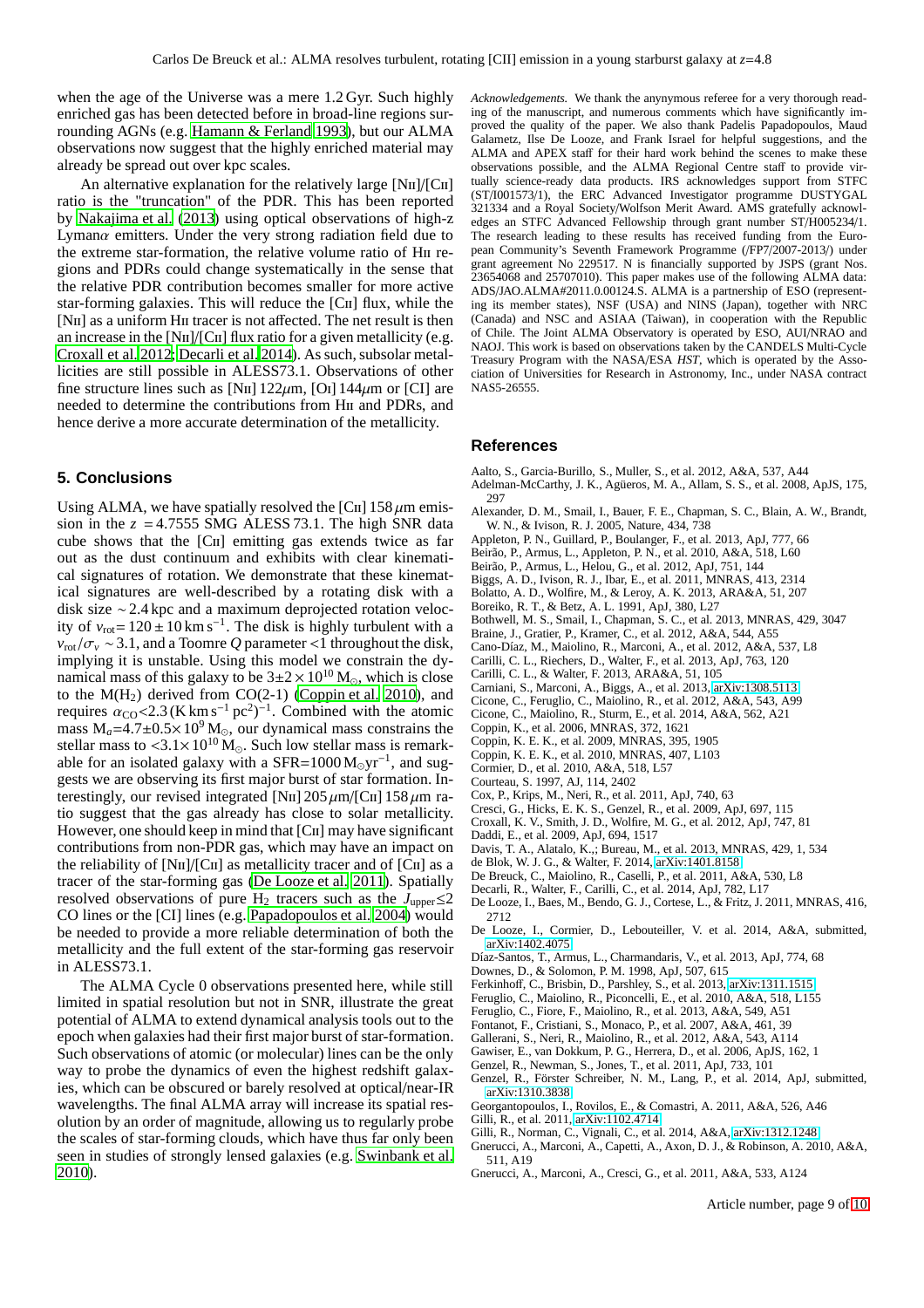when the age of the Universe was a mere 1.2 Gyr. Such highly enriched gas has been detected before in broad-line regions surrounding AGNs (e.g. Hamann & Ferland 1993), but our ALMA observations now suggest that the highly enriched material may already be spread out over kpc scales.

An alternative explanation for the relatively large [NII]/[CII] ratio is the "truncation" of the PDR. This has been reported by Nakajima et al. (2013) using optical observations of high-z Lyman$\alpha$ emitters. Under the very strong radiation field due to the extreme star-formation, the relative volume ratio of HII regions and PDRs could change systematically in the sense that the relative PDR contribution becomes smaller for more active star-forming galaxies. This will reduce the [CII] flux, while the [NII] as a uniform HII tracer is not affected. The net result is then an increase in the [NII]/[CII] flux ratio for a given metallicity (e.g. Croxall et al. 2012; Decarli et al. 2014). As such, subsolar metallicities are still possible in ALESS73.1. Observations of other fine structure lines such as [NII] 122$\mu$m, [OI] 144$\mu$m or [CI] are needed to determine the contributions from HII and PDRs, and hence derive a more accurate determination of the metallicity.

## 5. Conclusions

Using ALMA, we have spatially resolved the [CII] 158 $\mu$m emission in the $z = 4.7555$ SMG ALESS 73.1. The high SNR data cube shows that the [CII] emitting gas extends twice as far out as the dust continuum and exhibits with clear kinematical signatures of rotation. We demonstrate that these kinematical signatures are well-described by a rotating disk with a disk size $\sim$2.4 kpc and a maximum deprojected rotation velocity of $v_{\rm rot}$= 120 $\pm$ 10 km s$^{-1}$. The disk is highly turbulent with a $v_{\rm rot}/\sigma_v \sim 3.1$, and a Toomre $Q$ parameter <1 throughout the disk, implying it is unstable. Using this model we constrain the dynamical mass of this galaxy to be $3\pm2\times10^{10}$ M$_\odot$, which is close to the M(H$_2$) derived from CO(2-1) (Coppin et al. 2010), and requires $\alpha_{\rm CO}$<2.3 (K km s$^{-1}$ pc$^2$)$^{-1}$. Combined with the atomic mass M$_a$=4.7$\pm$0.5$\times10^9$ M$_\odot$, our dynamical mass constrains the stellar mass to <3.1$\times10^{10}$ M$_\odot$. Such low stellar mass is remarkable for an isolated galaxy with a SFR=1000 M$_\odot$yr$^{-1}$, and suggests we are observing its first major burst of star formation. Interestingly, our revised integrated [NII] 205 $\mu$m/[CII] 158 $\mu$m ratio suggest that the gas already has close to solar metallicity. However, one should keep in mind that [CII] may have significant contributions from non-PDR gas, which may have an impact on the reliability of [NII]/[CII] as metallicity tracer and of [CII] as a tracer of the star-forming gas (De Looze et al. 2011). Spatially resolved observations of pure H$_2$ tracers such as the $J_{\rm upper}$≤2 CO lines or the [CI] lines (e.g. Papadopoulos et al. 2004) would be needed to provide a more reliable determination of both the metallicity and the full extent of the star-forming gas reservoir in ALESS73.1.

The ALMA Cycle 0 observations presented here, while still limited in spatial resolution but not in SNR, illustrate the great potential of ALMA to extend dynamical analysis tools out to the epoch when galaxies had their first major burst of star-formation. Such observations of atomic (or molecular) lines can be the only way to probe the dynamics of even the highest redshift galaxies, which can be obscured or barely resolved at optical/near-IR wavelengths. The final ALMA array will increase its spatial resolution by an order of magnitude, allowing us to regularly probe the scales of star-forming clouds, which have thus far only been seen in studies of strongly lensed galaxies (e.g. Swinbank et al. 2010).

*Acknowledgements.* We thank the anynymous referee for a very thorough reading of the manuscript, and numerous comments which have significantly improved the quality of the paper. We also thank Padelis Papadopoulos, Maud Galametz, Ilse De Looze, and Frank Israel for helpful suggestions, and the ALMA and APEX staff for their hard work behind the scenes to make these observations possible, and the ALMA Regional Centre staff to provide virtually science-ready data products. IRS acknowledges support from STFC (ST/I001573/1), the ERC Advanced Investigator programme DUSTYGAL 321334 and a Royal Society/Wolfson Merit Award. AMS gratefully acknowledges an STFC Advanced Fellowship through grant number ST/H005234/1. The research leading to these results has received funding from the European Community's Seventh Framework Programme (/FP7/2007-2013/) under grant agreement No 229517. N is financially supported by JSPS (grant Nos. 23654068 and 25707010). This paper makes use of the following ALMA data: ADS/JAO.ALMA#2011.0.00124.S. ALMA is a partnership of ESO (representing its member states), NSF (USA) and NINS (Japan), together with NRC (Canada) and NSC and ASIAA (Taiwan), in cooperation with the Republic of Chile. The Joint ALMA Observatory is operated by ESO, AUI/NRAO and NAOJ. This work is based on observations taken by the CANDELS Multi-Cycle Treasury Program with the NASA/ESA *HST*, which is operated by the Association of Universities for Research in Astronomy, Inc., under NASA contract NAS5-26555.

## References

Aalto, S., Garcia-Burillo, S., Muller, S., et al. 2012, A&A, 537, A44
Adelman-McCarthy, J. K., Agüeros, M. A., Allam, S. S., et al. 2008, ApJS, 175, 297
Alexander, D. M., Smail, I., Bauer, F. E., Chapman, S. C., Blain, A. W., Brandt, W. N., & Ivison, R. J. 2005, Nature, 434, 738
Appleton, P. N., Guillard, P., Boulanger, F., et al. 2013, ApJ, 777, 66
Beirão, P., Armus, L., Appleton, P. N., et al. 2010, A&A, 518, L60
Beirão, P., Armus, L., Helou, G., et al. 2012, ApJ, 751, 144
Biggs, A. D., Ivison, R. J., Ibar, E., et al. 2011, MNRAS, 413, 2314
Bolatto, A. D., Wolfire, M., & Leroy, A. K. 2013, ARA&A, 51, 207
Boreiko, R. T., & Betz, A. L. 1991, ApJ, 380, L27
Bothwell, M. S., Smail, I., Chapman, S. C., et al. 2013, MNRAS, 429, 3047
Braine, J., Gratier, P., Kramer, C., et al. 2012, A&A, 544, A55
Cano-Díaz, M., Maiolino, R., Marconi, A., et al. 2012, A&A, 537, L8
Carilli, C. L., Riechers, D., Walter, F., et al. 2013, ApJ, 763, 120
Carilli, C. L., & Walter, F. 2013, ARA&A, 51, 105
Carniani, S., Marconi, A., Biggs, A., et al. 2013, arXiv:1308.5113
Cicone, C., Feruglio, C., Maiolino, R., et al. 2012, A&A, 543, A99
Cicone, C., Maiolino, R., Sturm, E., et al. 2014, A&A, 562, A21
Coppin, K., et al. 2006, MNRAS, 372, 1621
Coppin, K. E. K., et al. 2009, MNRAS, 395, 1905
Coppin, K. E. K., et al. 2010, MNRAS, 407, L103
Cormier, D., et al. 2010, A&A, 518, L57
Courteau, S. 1997, AJ, 114, 2402
Cox, P., Krips, M., Neri, R., et al. 2011, ApJ, 740, 63
Cresci, G., Hicks, E. K. S., Genzel, R., et al. 2009, ApJ, 697, 115
Croxall, K. V., Smith, J. D., Wolfire, M. G., et al. 2012, ApJ, 747, 81
Daddi, E., et al. 2009, ApJ, 694, 1517
Davis, T. A., Alatalo, K.,; Bureau, M., et al. 2013, MNRAS, 429, 1, 534
de Blok, W. J. G., & Walter, F. 2014, arXiv:1401.8158
De Breuck, C., Maiolino, R., Caselli, P., et al. 2011, A&A, 530, L8
Decarli, R., Walter, F., Carilli, C., et al. 2014, ApJ, 782, L17
De Looze, I., Baes, M., Bendo, G. J., Cortese, L., & Fritz, J. 2011, MNRAS, 416, 2712
De Looze, I., Cormier, D., Lebouteiller, V. et al. 2014, A&A, submitted, arXiv:1402.4075
Díaz-Santos, T., Armus, L., Charmandaris, V., et al. 2013, ApJ, 774, 68
Downes, D., & Solomon, P. M. 1998, ApJ, 507, 615
Ferkinhoff, C., Brisbin, D., Parshley, S., et al. 2013, arXiv:1311.1515
Feruglio, C., Maiolino, R., Piconcelli, E., et al. 2010, A&A, 518, L155
Feruglio, C., Fiore, F., Maiolino, R., et al. 2013, A&A, 549, A51
Fontanot, F., Cristiani, S., Monaco, P., et al. 2007, A&A, 461, 39
Gallerani, S., Neri, R., Maiolino, R., et al. 2012, A&A, 543, A114
Gawiser, E., van Dokkum, P. G., Herrera, D., et al. 2006, ApJS, 162, 1
Genzel, R., Newman, S., Jones, T., et al. 2011, ApJ, 733, 101
Genzel, R., Förster Schreiber, N. M., Lang, P., et al. 2014, ApJ, submitted, arXiv:1310.3838
Georgantopoulos, I., Rovilos, E., & Comastri, A. 2011, A&A, 526, A46
Gilli, R., et al. 2011, arXiv:1102.4714
Gilli, R., Norman, C., Vignali, C., et al. 2014, A&A, arXiv:1312.1248
Gnerucci, A., Marconi, A., Capetti, A., Axon, D. J., & Robinson, A. 2010, A&A, 511, A19
Gnerucci, A., Marconi, A., Cresci, G., et al. 2011, A&A, 533, A124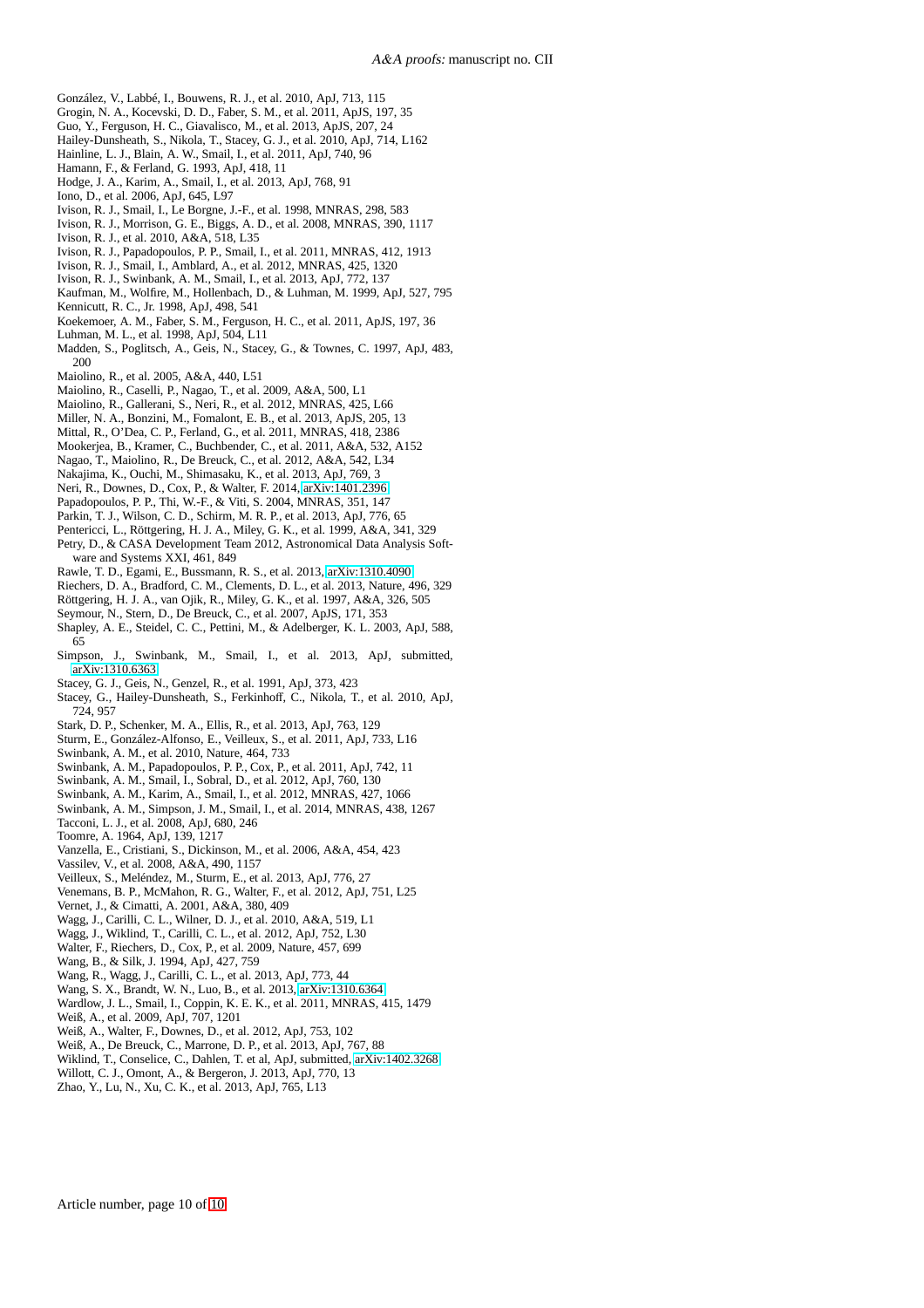González, V., Labbé, I., Bouwens, R. J., et al. 2010, ApJ, 713, 115
Grogin, N. A., Kocevski, D. D., Faber, S. M., et al. 2011, ApJS, 197, 35
Guo, Y., Ferguson, H. C., Giavalisco, M., et al. 2013, ApJS, 207, 24
Hailey-Dunsheath, S., Nikola, T., Stacey, G. J., et al. 2010, ApJ, 714, L162
Hainline, L. J., Blain, A. W., Smail, I., et al. 2011, ApJ, 740, 96
Hamann, F., & Ferland, G. 1993, ApJ, 418, 11
Hodge, J. A., Karim, A., Smail, I., et al. 2013, ApJ, 768, 91
Iono, D., et al. 2006, ApJ, 645, L97
Ivison, R. J., Smail, I., Le Borgne, J.-F., et al. 1998, MNRAS, 298, 583
Ivison, R. J., Morrison, G. E., Biggs, A. D., et al. 2008, MNRAS, 390, 1117
Ivison, R. J., et al. 2010, A&A, 518, L35
Ivison, R. J., Papadopoulos, P. P., Smail, I., et al. 2011, MNRAS, 412, 1913
Ivison, R. J., Smail, I., Amblard, A., et al. 2012, MNRAS, 425, 1320
Ivison, R. J., Swinbank, A. M., Smail, I., et al. 2013, ApJ, 772, 137
Kaufman, M., Wolfire, M., Hollenbach, D., & Luhman, M. 1999, ApJ, 527, 795
Kennicutt, R. C., Jr. 1998, ApJ, 498, 541
Koekemoer, A. M., Faber, S. M., Ferguson, H. C., et al. 2011, ApJS, 197, 36
Luhman, M. L., et al. 1998, ApJ, 504, L11
Madden, S., Poglitsch, A., Geis, N., Stacey, G., & Townes, C. 1997, ApJ, 483, 200
Maiolino, R., et al. 2005, A&A, 440, L51
Maiolino, R., Caselli, P., Nagao, T., et al. 2009, A&A, 500, L1
Maiolino, R., Gallerani, S., Neri, R., et al. 2012, MNRAS, 425, L66
Miller, N. A., Bonzini, M., Fomalont, E. B., et al. 2013, ApJS, 205, 13
Mittal, R., O'Dea, C. P., Ferland, G., et al. 2011, MNRAS, 418, 2386
Mookerjea, B., Kramer, C., Buchbender, C., et al. 2011, A&A, 532, A152
Nagao, T., Maiolino, R., De Breuck, C., et al. 2012, A&A, 542, L34
Nakajima, K., Ouchi, M., Shimasaku, K., et al. 2013, ApJ, 769, 3
Neri, R., Downes, D., Cox, P., & Walter, F. 2014, arXiv:1401.2396
Papadopoulos, P. P., Thi, W.-F., & Viti, S. 2004, MNRAS, 351, 147
Parkin, T. J., Wilson, C. D., Schirm, M. R. P., et al. 2013, ApJ, 776, 65
Pentericci, L., Röttgering, H. J. A., Miley, G. K., et al. 1999, A&A, 341, 329
Petry, D., & CASA Development Team 2012, Astronomical Data Analysis Software and Systems XXI, 461, 849
Rawle, T. D., Egami, E., Bussmann, R. S., et al. 2013, arXiv:1310.4090
Riechers, D. A., Bradford, C. M., Clements, D. L., et al. 2013, Nature, 496, 329
Röttgering, H. J. A., van Ojik, R., Miley, G. K., et al. 1997, A&A, 326, 505
Seymour, N., Stern, D., De Breuck, C., et al. 2007, ApJS, 171, 353
Shapley, A. E., Steidel, C. C., Pettini, M., & Adelberger, K. L. 2003, ApJ, 588, 65
Simpson, J., Swinbank, M., Smail, I., et al. 2013, ApJ, submitted, arXiv:1310.6363
Stacey, G. J., Geis, N., Genzel, R., et al. 1991, ApJ, 373, 423
Stacey, G., Hailey-Dunsheath, S., Ferkinhoff, C., Nikola, T., et al. 2010, ApJ, 724, 957
Stark, D. P., Schenker, M. A., Ellis, R., et al. 2013, ApJ, 763, 129
Sturm, E., González-Alfonso, E., Veilleux, S., et al. 2011, ApJ, 733, L16
Swinbank, A. M., et al. 2010, Nature, 464, 733
Swinbank, A. M., Papadopoulos, P. P., Cox, P., et al. 2011, ApJ, 742, 11
Swinbank, A. M., Smail, I., Sobral, D., et al. 2012, ApJ, 760, 130
Swinbank, A. M., Karim, A., Smail, I., et al. 2012, MNRAS, 427, 1066
Swinbank, A. M., Simpson, J. M., Smail, I., et al. 2014, MNRAS, 438, 1267
Tacconi, L. J., et al. 2008, ApJ, 680, 246
Toomre, A. 1964, ApJ, 139, 1217
Vanzella, E., Cristiani, S., Dickinson, M., et al. 2006, A&A, 454, 423
Vassilev, V., et al. 2008, A&A, 490, 1157
Veilleux, S., Meléndez, M., Sturm, E., et al. 2013, ApJ, 776, 27
Venemans, B. P., McMahon, R. G., Walter, F., et al. 2012, ApJ, 751, L25
Vernet, J., & Cimatti, A. 2001, A&A, 380, 409
Wagg, J., Carilli, C. L., Wilner, D. J., et al. 2010, A&A, 519, L1
Wagg, J., Wiklind, T., Carilli, C. L., et al. 2012, ApJ, 752, L30
Walter, F., Riechers, D., Cox, P., et al. 2009, Nature, 457, 699
Wang, B., & Silk, J. 1994, ApJ, 427, 759
Wang, R., Wagg, J., Carilli, C. L., et al. 2013, ApJ, 773, 44
Wang, S. X., Brandt, W. N., Luo, B., et al. 2013, arXiv:1310.6364
Wardlow, J. L., Smail, I., Coppin, K. E. K., et al. 2011, MNRAS, 415, 1479
Weiß, A., et al. 2009, ApJ, 707, 1201
Weiß, A., Walter, F., Downes, D., et al. 2012, ApJ, 753, 102
Weiß, A., De Breuck, C., Marrone, D. P., et al. 2013, ApJ, 767, 88
Wiklind, T., Conselice, C., Dahlen, T. et al, ApJ, submitted, arXiv:1402.3268
Willott, C. J., Omont, A., & Bergeron, J. 2013, ApJ, 770, 13
Zhao, Y., Lu, N., Xu, C. K., et al. 2013, ApJ, 765, L13